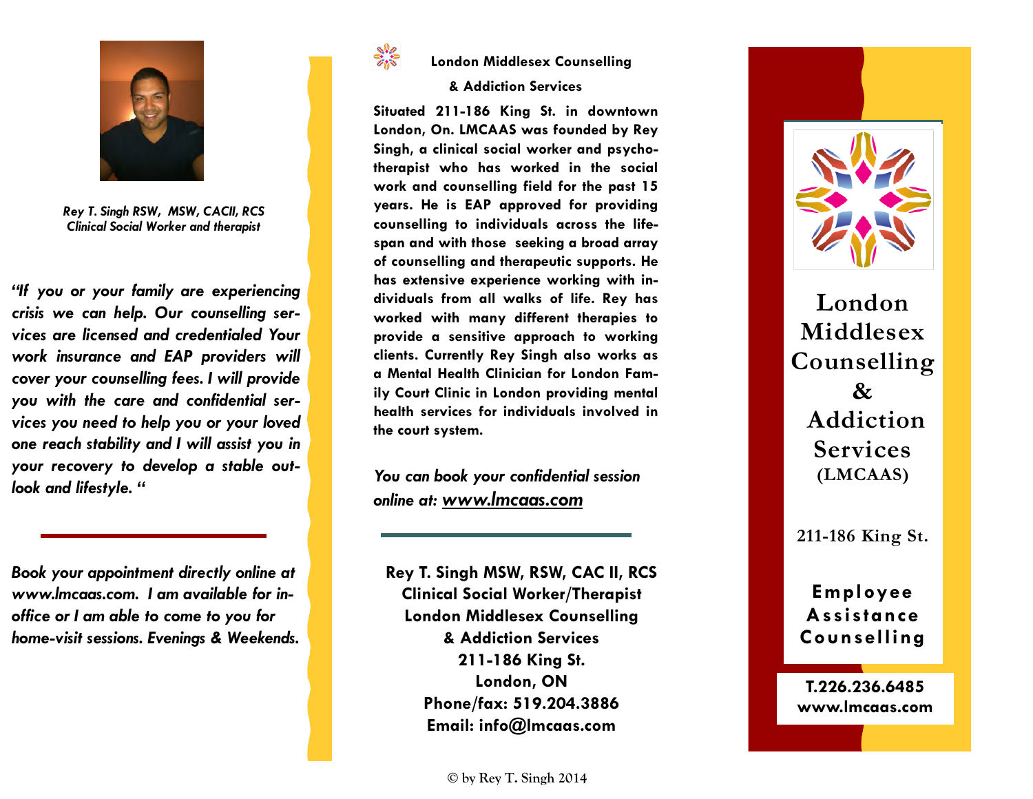*Rey T. Singh RSW, MSW, CACII, RCS*
*Clinical Social Worker and therapist*

***"If you or your family are experiencing crisis we can help. Our counselling services are licensed and credentialed Your work insurance and EAP providers will cover your counselling fees. I will provide you with the care and confidential services you need to help you or your loved one reach stability and I will assist you in your recovery to develop a stable outlook and lifestyle. "***

***Book your appointment directly online at www.lmcaas.com. I am available for in-office or I am able to come to you for home-visit sessions. Evenings & Weekends.***

**London Middlesex Counselling & Addiction Services**

**Situated 211-186 King St. in downtown London, On. LMCAAS was founded by Rey Singh, a clinical social worker and psychotherapist who has worked in the social work and counselling field for the past 15 years. He is EAP approved for providing counselling to individuals across the lifespan and with those seeking a broad array of counselling and therapeutic supports. He has extensive experience working with individuals from all walks of life. Rey has worked with many different therapies to provide a sensitive approach to working clients. Currently Rey Singh also works as a Mental Health Clinician for London Family Court Clinic in London providing mental health services for individuals involved in the court system.**

*You can book your confidential session online at: **www.lmcaas.com***

**Rey T. Singh MSW, RSW, CAC II, RCS**
**Clinical Social Worker/Therapist**
**London Middlesex Counselling & Addiction Services**
**211-186 King St.**
**London, ON**
**Phone/fax: 519.204.3886**
**Email: info@lmcaas.com**

© by Rey T. Singh 2014

# London Middlesex Counselling & Addiction Services

**(LMCAAS)**

211-186 King St.

**Employee Assistance Counselling**

**T.226.236.6485**
**www.lmcaas.com**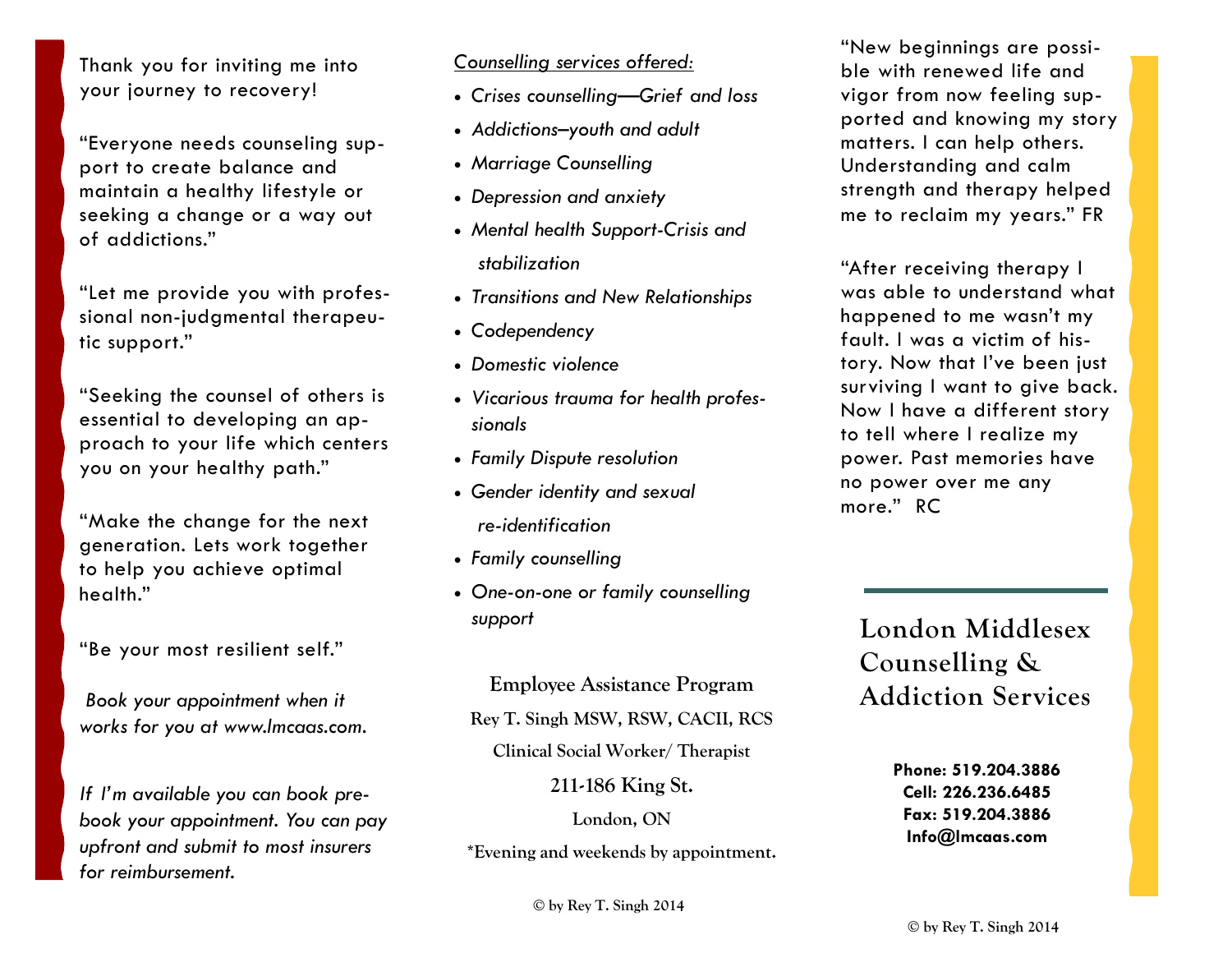Thank you for inviting me into your journey to recovery!

"Everyone needs counseling support to create balance and maintain a healthy lifestyle or seeking a change or a way out of addictions."

"Let me provide you with professional non-judgmental therapeutic support."

"Seeking the counsel of others is essential to developing an approach to your life which centers you on your healthy path."

"Make the change for the next generation. Lets work together to help you achieve optimal health."

"Be your most resilient self."

*Book your appointment when it works for you at www.lmcaas.com.*

*If I'm available you can book pre-book your appointment. You can pay upfront and submit to most insurers for reimbursement.*

*Counselling services offered:*

- *Crises counselling—Grief and loss*
- *Addictions–youth and adult*
- *Marriage Counselling*
- *Depression and anxiety*
- *Mental health Support-Crisis and stabilization*
- *Transitions and New Relationships*
- *Codependency*
- *Domestic violence*
- *Vicarious trauma for health professionals*
- *Family Dispute resolution*
- *Gender identity and sexual re-identification*
- *Family counselling*
- *One-on-one or family counselling support*

**Employee Assistance Program**

**Rey T. Singh MSW, RSW, CACII, RCS**

**Clinical Social Worker/ Therapist**

**211-186 King St.**

**London, ON**

**\*Evening and weekends by appointment.**

**© by Rey T. Singh 2014**

"New beginnings are possible with renewed life and vigor from now feeling supported and knowing my story matters. I can help others. Understanding and calm strength and therapy helped me to reclaim my years." FR

"After receiving therapy I was able to understand what happened to me wasn't my fault. I was a victim of history. Now that I've been just surviving I want to give back. Now I have a different story to tell where I realize my power. Past memories have no power over me any more." RC

## London Middlesex Counselling & Addiction Services

**Phone: 519.204.3886**
**Cell: 226.236.6485**
**Fax: 519.204.3886**
**Info@lmcaas.com**

**© by Rey T. Singh 2014**